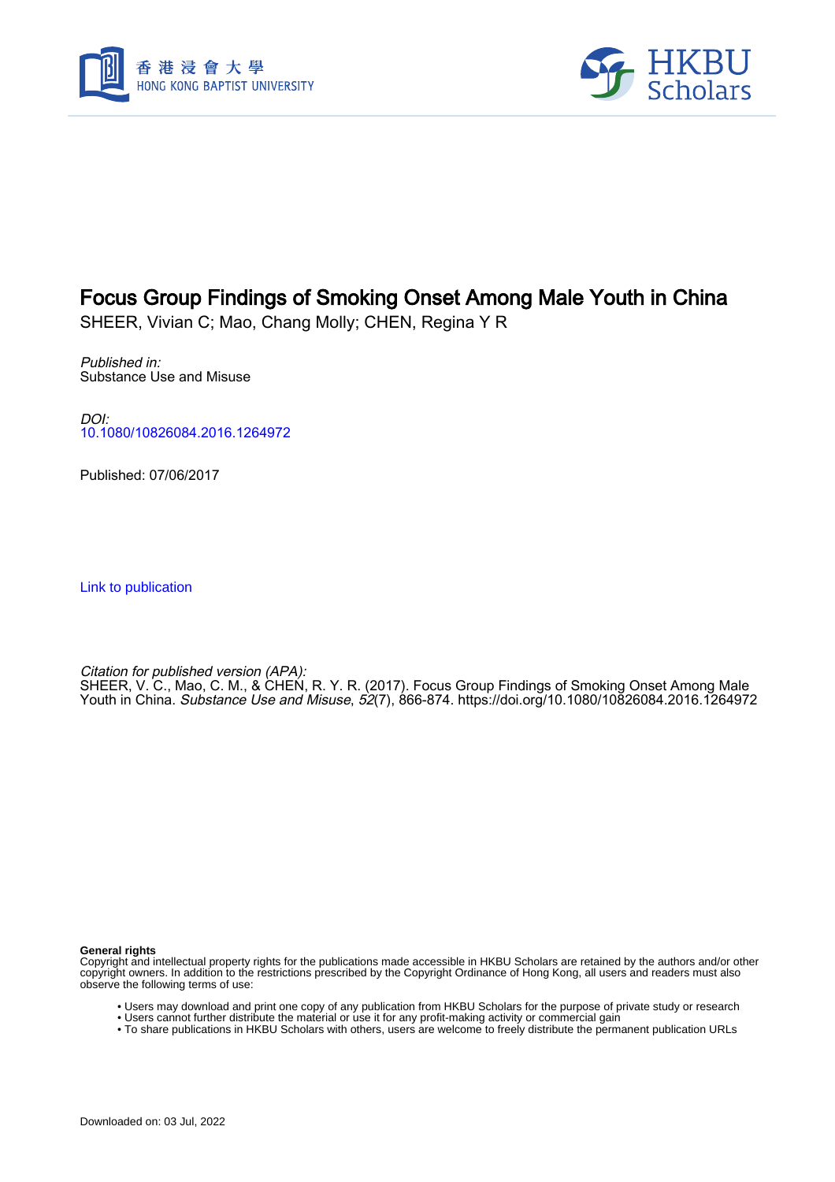# Focus Group Findings of Smoking Onset Among Male Youth in China

SHEER, Vivian C; Mao, Chang Molly; CHEN, Regina Y R

*Published in:*
Substance Use and Misuse

*DOI:*
10.1080/10826084.2016.1264972

Published: 07/06/2017

Link to publication

*Citation for published version (APA):*
SHEER, V. C., Mao, C. M., & CHEN, R. Y. R. (2017). Focus Group Findings of Smoking Onset Among Male Youth in China. *Substance Use and Misuse*, *52*(7), 866-874. https://doi.org/10.1080/10826084.2016.1264972

**General rights**
Copyright and intellectual property rights for the publications made accessible in HKBU Scholars are retained by the authors and/or other copyright owners. In addition to the restrictions prescribed by the Copyright Ordinance of Hong Kong, all users and readers must also observe the following terms of use:

- Users may download and print one copy of any publication from HKBU Scholars for the purpose of private study or research
- Users cannot further distribute the material or use it for any profit-making activity or commercial gain
- To share publications in HKBU Scholars with others, users are welcome to freely distribute the permanent publication URLs

Downloaded on: 03 Jul, 2022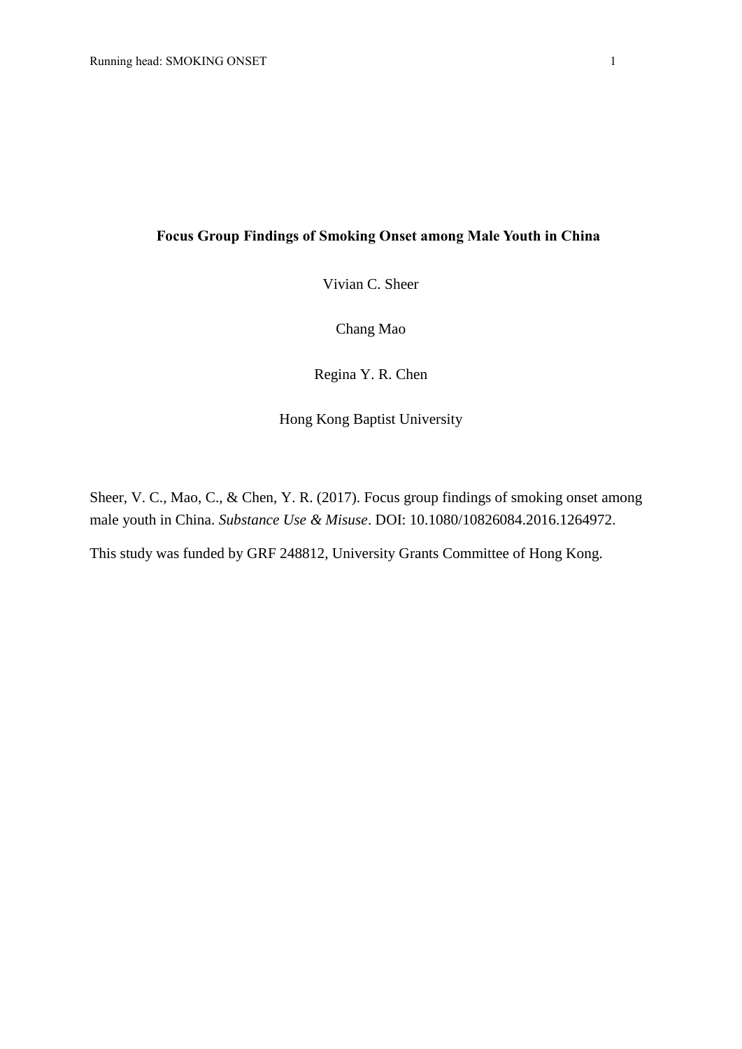# Focus Group Findings of Smoking Onset among Male Youth in China

Vivian C. Sheer

Chang Mao

Regina Y. R. Chen

Hong Kong Baptist University

Sheer, V. C., Mao, C., & Chen, Y. R. (2017). Focus group findings of smoking onset among male youth in China. *Substance Use & Misuse*. DOI: 10.1080/10826084.2016.1264972.

This study was funded by GRF 248812, University Grants Committee of Hong Kong.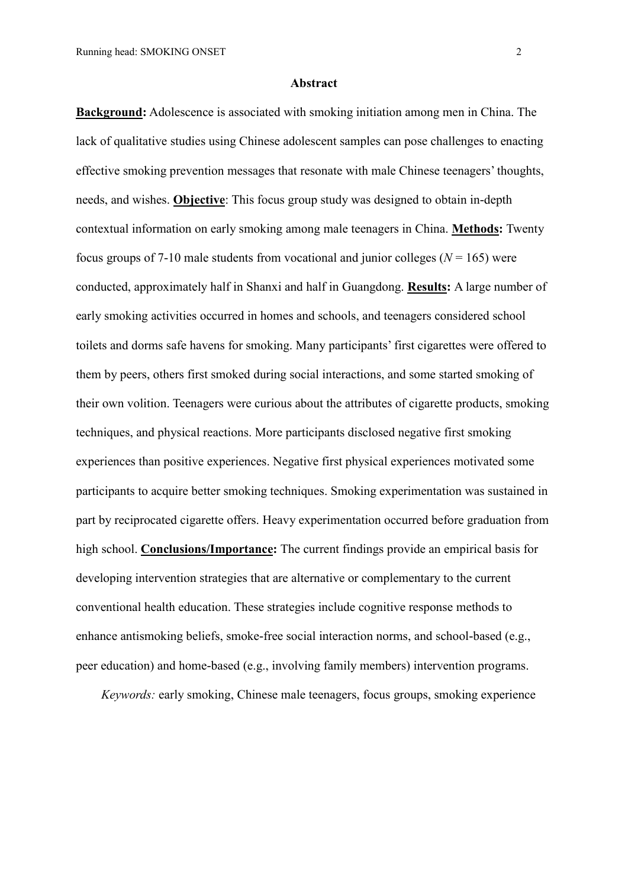## Abstract

**Background:** Adolescence is associated with smoking initiation among men in China. The lack of qualitative studies using Chinese adolescent samples can pose challenges to enacting effective smoking prevention messages that resonate with male Chinese teenagers' thoughts, needs, and wishes. **Objective**: This focus group study was designed to obtain in-depth contextual information on early smoking among male teenagers in China. **Methods:** Twenty focus groups of 7-10 male students from vocational and junior colleges (*N* = 165) were conducted, approximately half in Shanxi and half in Guangdong. **Results:** A large number of early smoking activities occurred in homes and schools, and teenagers considered school toilets and dorms safe havens for smoking. Many participants' first cigarettes were offered to them by peers, others first smoked during social interactions, and some started smoking of their own volition. Teenagers were curious about the attributes of cigarette products, smoking techniques, and physical reactions. More participants disclosed negative first smoking experiences than positive experiences. Negative first physical experiences motivated some participants to acquire better smoking techniques. Smoking experimentation was sustained in part by reciprocated cigarette offers. Heavy experimentation occurred before graduation from high school. **Conclusions/Importance:** The current findings provide an empirical basis for developing intervention strategies that are alternative or complementary to the current conventional health education. These strategies include cognitive response methods to enhance antismoking beliefs, smoke-free social interaction norms, and school-based (e.g., peer education) and home-based (e.g., involving family members) intervention programs.

*Keywords:* early smoking, Chinese male teenagers, focus groups, smoking experience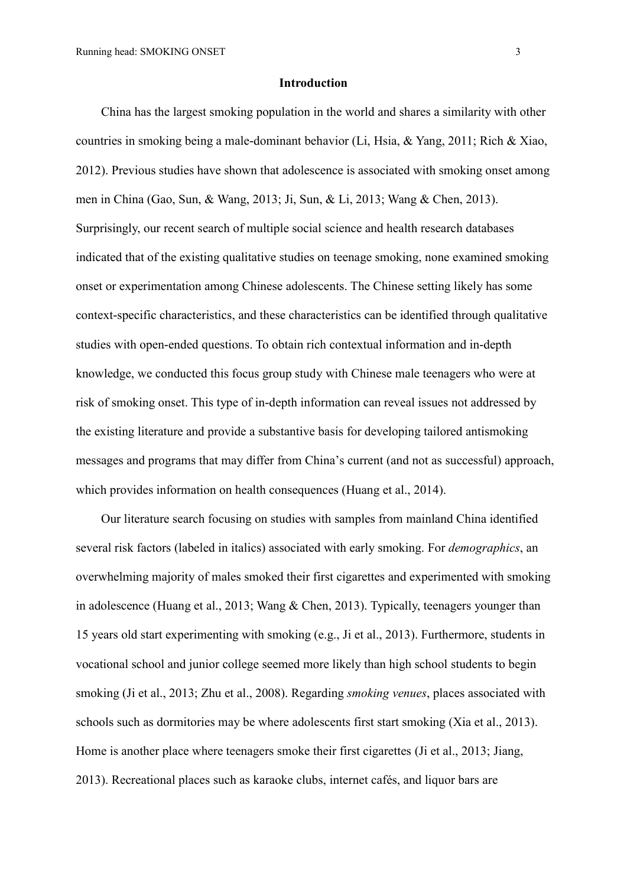## Introduction

China has the largest smoking population in the world and shares a similarity with other countries in smoking being a male-dominant behavior (Li, Hsia, & Yang, 2011; Rich & Xiao, 2012). Previous studies have shown that adolescence is associated with smoking onset among men in China (Gao, Sun, & Wang, 2013; Ji, Sun, & Li, 2013; Wang & Chen, 2013). Surprisingly, our recent search of multiple social science and health research databases indicated that of the existing qualitative studies on teenage smoking, none examined smoking onset or experimentation among Chinese adolescents. The Chinese setting likely has some context-specific characteristics, and these characteristics can be identified through qualitative studies with open-ended questions. To obtain rich contextual information and in-depth knowledge, we conducted this focus group study with Chinese male teenagers who were at risk of smoking onset. This type of in-depth information can reveal issues not addressed by the existing literature and provide a substantive basis for developing tailored antismoking messages and programs that may differ from China's current (and not as successful) approach, which provides information on health consequences (Huang et al., 2014).

Our literature search focusing on studies with samples from mainland China identified several risk factors (labeled in italics) associated with early smoking. For *demographics*, an overwhelming majority of males smoked their first cigarettes and experimented with smoking in adolescence (Huang et al., 2013; Wang & Chen, 2013). Typically, teenagers younger than 15 years old start experimenting with smoking (e.g., Ji et al., 2013). Furthermore, students in vocational school and junior college seemed more likely than high school students to begin smoking (Ji et al., 2013; Zhu et al., 2008). Regarding *smoking venues*, places associated with schools such as dormitories may be where adolescents first start smoking (Xia et al., 2013). Home is another place where teenagers smoke their first cigarettes (Ji et al., 2013; Jiang, 2013). Recreational places such as karaoke clubs, internet cafés, and liquor bars are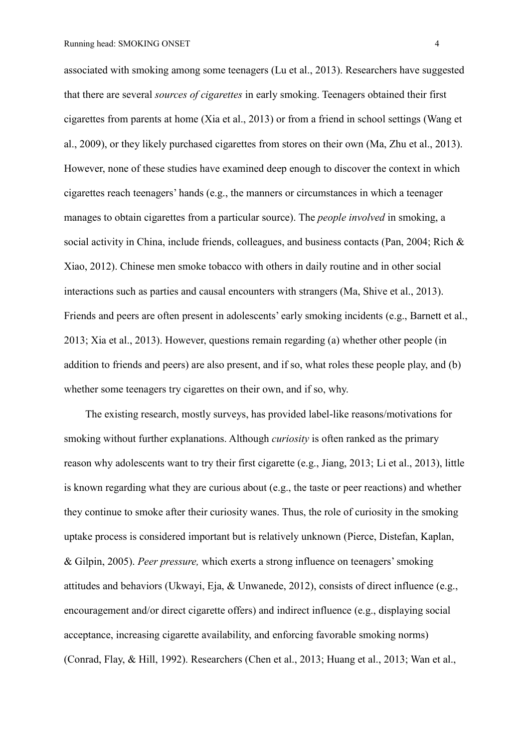associated with smoking among some teenagers (Lu et al., 2013). Researchers have suggested that there are several *sources of cigarettes* in early smoking. Teenagers obtained their first cigarettes from parents at home (Xia et al., 2013) or from a friend in school settings (Wang et al., 2009), or they likely purchased cigarettes from stores on their own (Ma, Zhu et al., 2013). However, none of these studies have examined deep enough to discover the context in which cigarettes reach teenagers' hands (e.g., the manners or circumstances in which a teenager manages to obtain cigarettes from a particular source). The *people involved* in smoking, a social activity in China, include friends, colleagues, and business contacts (Pan, 2004; Rich & Xiao, 2012). Chinese men smoke tobacco with others in daily routine and in other social interactions such as parties and causal encounters with strangers (Ma, Shive et al., 2013). Friends and peers are often present in adolescents' early smoking incidents (e.g., Barnett et al., 2013; Xia et al., 2013). However, questions remain regarding (a) whether other people (in addition to friends and peers) are also present, and if so, what roles these people play, and (b) whether some teenagers try cigarettes on their own, and if so, why.

The existing research, mostly surveys, has provided label-like reasons/motivations for smoking without further explanations. Although *curiosity* is often ranked as the primary reason why adolescents want to try their first cigarette (e.g., Jiang, 2013; Li et al., 2013), little is known regarding what they are curious about (e.g., the taste or peer reactions) and whether they continue to smoke after their curiosity wanes. Thus, the role of curiosity in the smoking uptake process is considered important but is relatively unknown (Pierce, Distefan, Kaplan, & Gilpin, 2005). *Peer pressure,* which exerts a strong influence on teenagers' smoking attitudes and behaviors (Ukwayi, Eja, & Unwanede, 2012), consists of direct influence (e.g., encouragement and/or direct cigarette offers) and indirect influence (e.g., displaying social acceptance, increasing cigarette availability, and enforcing favorable smoking norms) (Conrad, Flay, & Hill, 1992). Researchers (Chen et al., 2013; Huang et al., 2013; Wan et al.,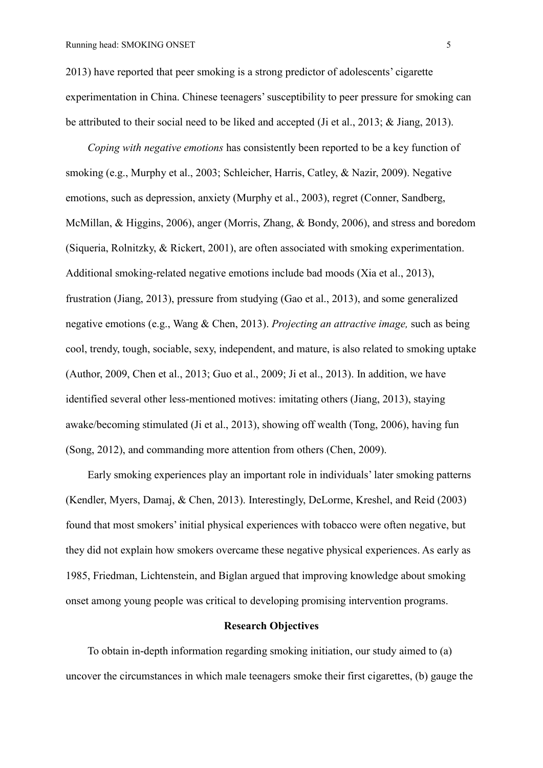2013) have reported that peer smoking is a strong predictor of adolescents' cigarette experimentation in China. Chinese teenagers' susceptibility to peer pressure for smoking can be attributed to their social need to be liked and accepted (Ji et al., 2013; & Jiang, 2013).

*Coping with negative emotions* has consistently been reported to be a key function of smoking (e.g., Murphy et al., 2003; Schleicher, Harris, Catley, & Nazir, 2009). Negative emotions, such as depression, anxiety (Murphy et al., 2003), regret (Conner, Sandberg, McMillan, & Higgins, 2006), anger (Morris, Zhang, & Bondy, 2006), and stress and boredom (Siqueria, Rolnitzky, & Rickert, 2001), are often associated with smoking experimentation. Additional smoking-related negative emotions include bad moods (Xia et al., 2013), frustration (Jiang, 2013), pressure from studying (Gao et al., 2013), and some generalized negative emotions (e.g., Wang & Chen, 2013). *Projecting an attractive image,* such as being cool, trendy, tough, sociable, sexy, independent, and mature, is also related to smoking uptake (Author, 2009, Chen et al., 2013; Guo et al., 2009; Ji et al., 2013). In addition, we have identified several other less-mentioned motives: imitating others (Jiang, 2013), staying awake/becoming stimulated (Ji et al., 2013), showing off wealth (Tong, 2006), having fun (Song, 2012), and commanding more attention from others (Chen, 2009).

Early smoking experiences play an important role in individuals' later smoking patterns (Kendler, Myers, Damaj, & Chen, 2013). Interestingly, DeLorme, Kreshel, and Reid (2003) found that most smokers' initial physical experiences with tobacco were often negative, but they did not explain how smokers overcame these negative physical experiences. As early as 1985, Friedman, Lichtenstein, and Biglan argued that improving knowledge about smoking onset among young people was critical to developing promising intervention programs.

## Research Objectives

To obtain in-depth information regarding smoking initiation, our study aimed to (a) uncover the circumstances in which male teenagers smoke their first cigarettes, (b) gauge the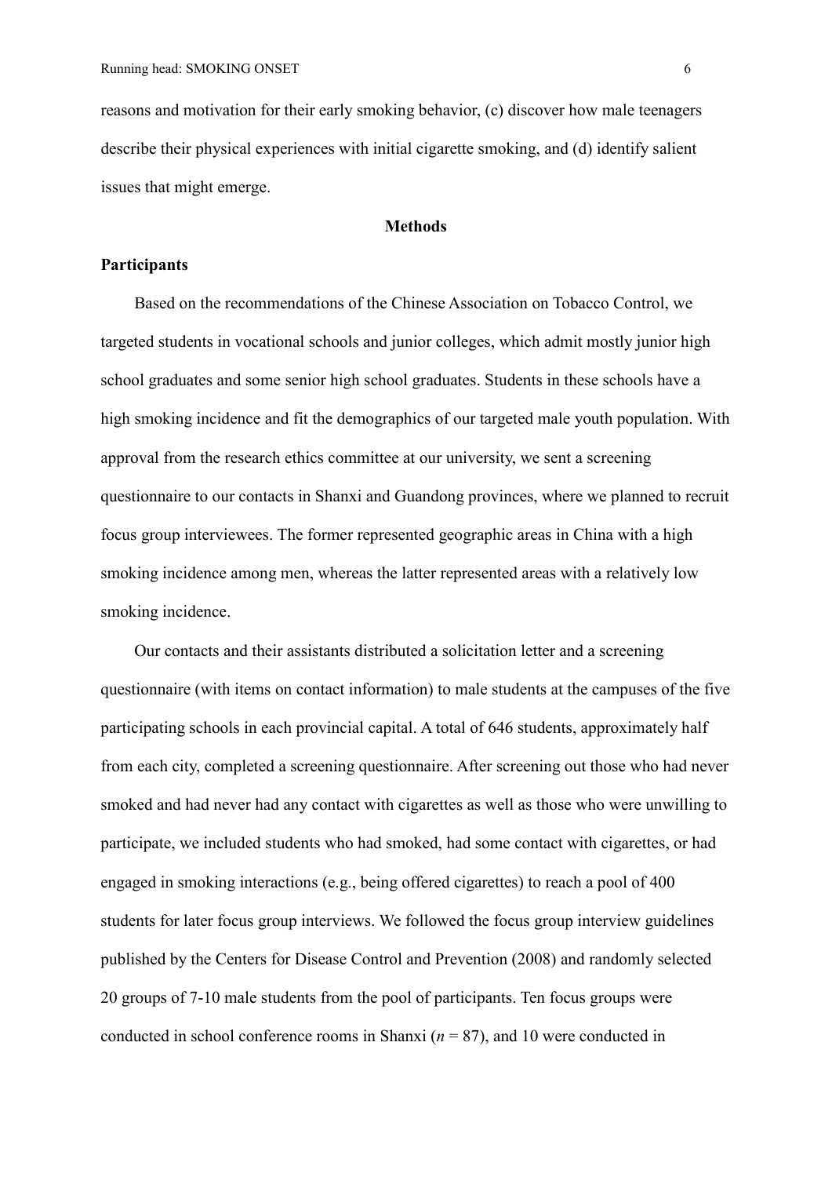reasons and motivation for their early smoking behavior, (c) discover how male teenagers describe their physical experiences with initial cigarette smoking, and (d) identify salient issues that might emerge.

## Methods

### Participants

Based on the recommendations of the Chinese Association on Tobacco Control, we targeted students in vocational schools and junior colleges, which admit mostly junior high school graduates and some senior high school graduates. Students in these schools have a high smoking incidence and fit the demographics of our targeted male youth population. With approval from the research ethics committee at our university, we sent a screening questionnaire to our contacts in Shanxi and Guandong provinces, where we planned to recruit focus group interviewees. The former represented geographic areas in China with a high smoking incidence among men, whereas the latter represented areas with a relatively low smoking incidence.

Our contacts and their assistants distributed a solicitation letter and a screening questionnaire (with items on contact information) to male students at the campuses of the five participating schools in each provincial capital. A total of 646 students, approximately half from each city, completed a screening questionnaire. After screening out those who had never smoked and had never had any contact with cigarettes as well as those who were unwilling to participate, we included students who had smoked, had some contact with cigarettes, or had engaged in smoking interactions (e.g., being offered cigarettes) to reach a pool of 400 students for later focus group interviews. We followed the focus group interview guidelines published by the Centers for Disease Control and Prevention (2008) and randomly selected 20 groups of 7-10 male students from the pool of participants. Ten focus groups were conducted in school conference rooms in Shanxi ($n$ = 87), and 10 were conducted in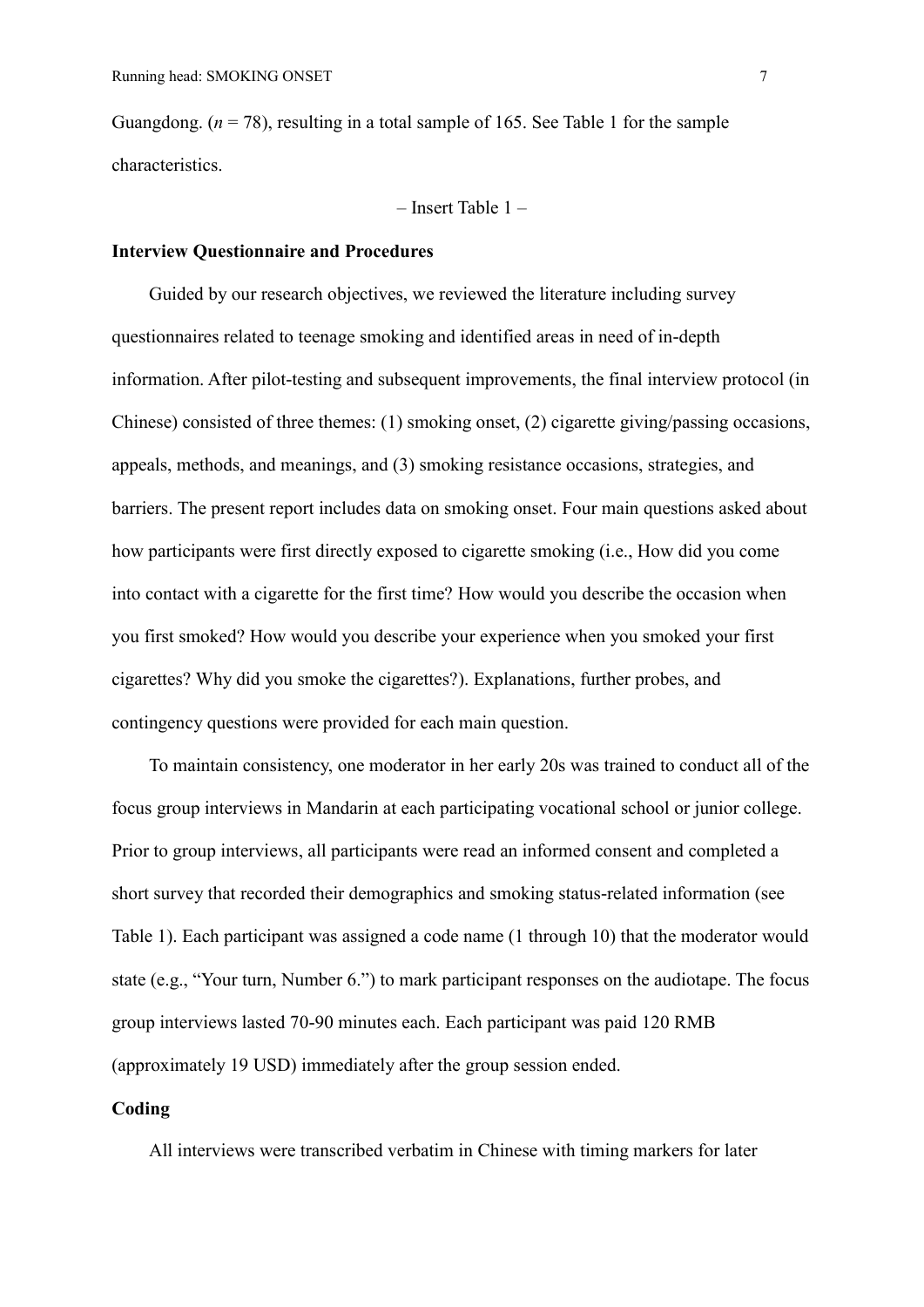Guangdong. (*n* = 78), resulting in a total sample of 165. See Table 1 for the sample characteristics.

– Insert Table 1 –

### Interview Questionnaire and Procedures

Guided by our research objectives, we reviewed the literature including survey questionnaires related to teenage smoking and identified areas in need of in-depth information. After pilot-testing and subsequent improvements, the final interview protocol (in Chinese) consisted of three themes: (1) smoking onset, (2) cigarette giving/passing occasions, appeals, methods, and meanings, and (3) smoking resistance occasions, strategies, and barriers. The present report includes data on smoking onset. Four main questions asked about how participants were first directly exposed to cigarette smoking (i.e., How did you come into contact with a cigarette for the first time? How would you describe the occasion when you first smoked? How would you describe your experience when you smoked your first cigarettes? Why did you smoke the cigarettes?). Explanations, further probes, and contingency questions were provided for each main question.

To maintain consistency, one moderator in her early 20s was trained to conduct all of the focus group interviews in Mandarin at each participating vocational school or junior college. Prior to group interviews, all participants were read an informed consent and completed a short survey that recorded their demographics and smoking status-related information (see Table 1). Each participant was assigned a code name (1 through 10) that the moderator would state (e.g., "Your turn, Number 6.") to mark participant responses on the audiotape. The focus group interviews lasted 70-90 minutes each. Each participant was paid 120 RMB (approximately 19 USD) immediately after the group session ended.

### Coding

All interviews were transcribed verbatim in Chinese with timing markers for later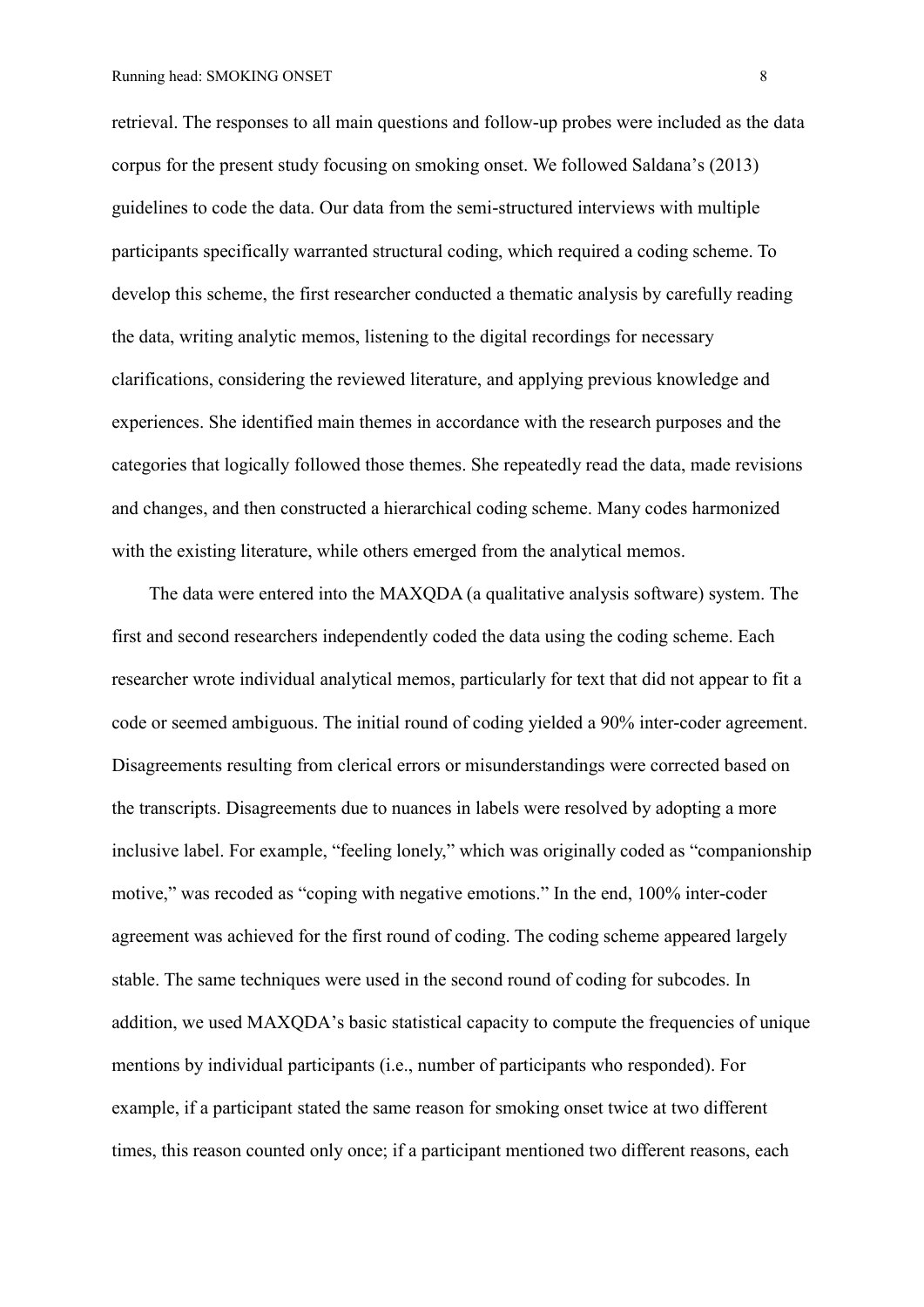retrieval. The responses to all main questions and follow-up probes were included as the data corpus for the present study focusing on smoking onset. We followed Saldana's (2013) guidelines to code the data. Our data from the semi-structured interviews with multiple participants specifically warranted structural coding, which required a coding scheme. To develop this scheme, the first researcher conducted a thematic analysis by carefully reading the data, writing analytic memos, listening to the digital recordings for necessary clarifications, considering the reviewed literature, and applying previous knowledge and experiences. She identified main themes in accordance with the research purposes and the categories that logically followed those themes. She repeatedly read the data, made revisions and changes, and then constructed a hierarchical coding scheme. Many codes harmonized with the existing literature, while others emerged from the analytical memos.

The data were entered into the MAXQDA (a qualitative analysis software) system. The first and second researchers independently coded the data using the coding scheme. Each researcher wrote individual analytical memos, particularly for text that did not appear to fit a code or seemed ambiguous. The initial round of coding yielded a 90% inter-coder agreement. Disagreements resulting from clerical errors or misunderstandings were corrected based on the transcripts. Disagreements due to nuances in labels were resolved by adopting a more inclusive label. For example, "feeling lonely," which was originally coded as "companionship motive," was recoded as "coping with negative emotions." In the end, 100% inter-coder agreement was achieved for the first round of coding. The coding scheme appeared largely stable. The same techniques were used in the second round of coding for subcodes. In addition, we used MAXQDA's basic statistical capacity to compute the frequencies of unique mentions by individual participants (i.e., number of participants who responded). For example, if a participant stated the same reason for smoking onset twice at two different times, this reason counted only once; if a participant mentioned two different reasons, each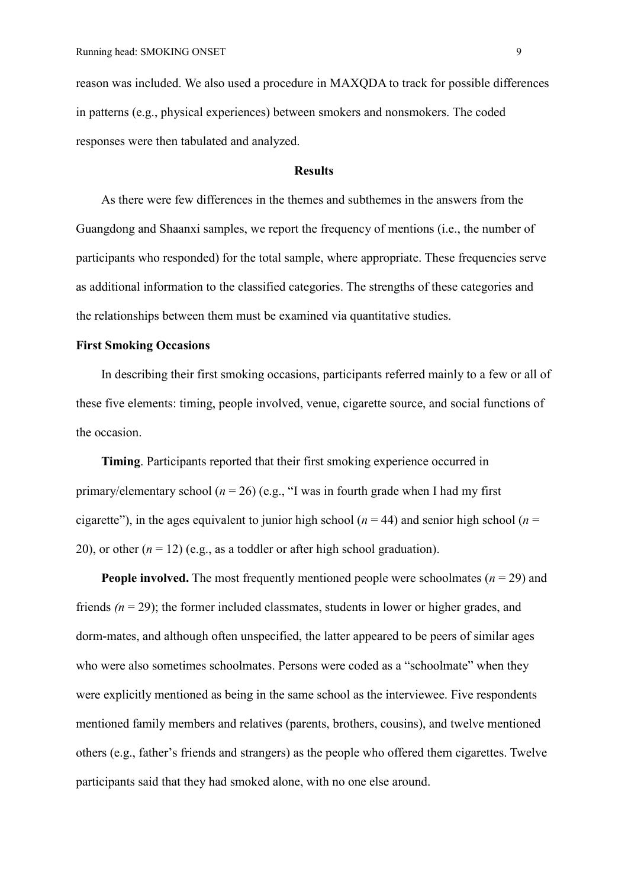reason was included. We also used a procedure in MAXQDA to track for possible differences in patterns (e.g., physical experiences) between smokers and nonsmokers. The coded responses were then tabulated and analyzed.

## Results

As there were few differences in the themes and subthemes in the answers from the Guangdong and Shaanxi samples, we report the frequency of mentions (i.e., the number of participants who responded) for the total sample, where appropriate. These frequencies serve as additional information to the classified categories. The strengths of these categories and the relationships between them must be examined via quantitative studies.

### First Smoking Occasions

In describing their first smoking occasions, participants referred mainly to a few or all of these five elements: timing, people involved, venue, cigarette source, and social functions of the occasion.

**Timing**. Participants reported that their first smoking experience occurred in primary/elementary school ($n = 26$) (e.g., "I was in fourth grade when I had my first cigarette"), in the ages equivalent to junior high school ($n = 44$) and senior high school ($n = 20$), or other ($n = 12$) (e.g., as a toddler or after high school graduation).

**People involved.** The most frequently mentioned people were schoolmates ($n = 29$) and friends ($n = 29$); the former included classmates, students in lower or higher grades, and dorm-mates, and although often unspecified, the latter appeared to be peers of similar ages who were also sometimes schoolmates. Persons were coded as a "schoolmate" when they were explicitly mentioned as being in the same school as the interviewee. Five respondents mentioned family members and relatives (parents, brothers, cousins), and twelve mentioned others (e.g., father's friends and strangers) as the people who offered them cigarettes. Twelve participants said that they had smoked alone, with no one else around.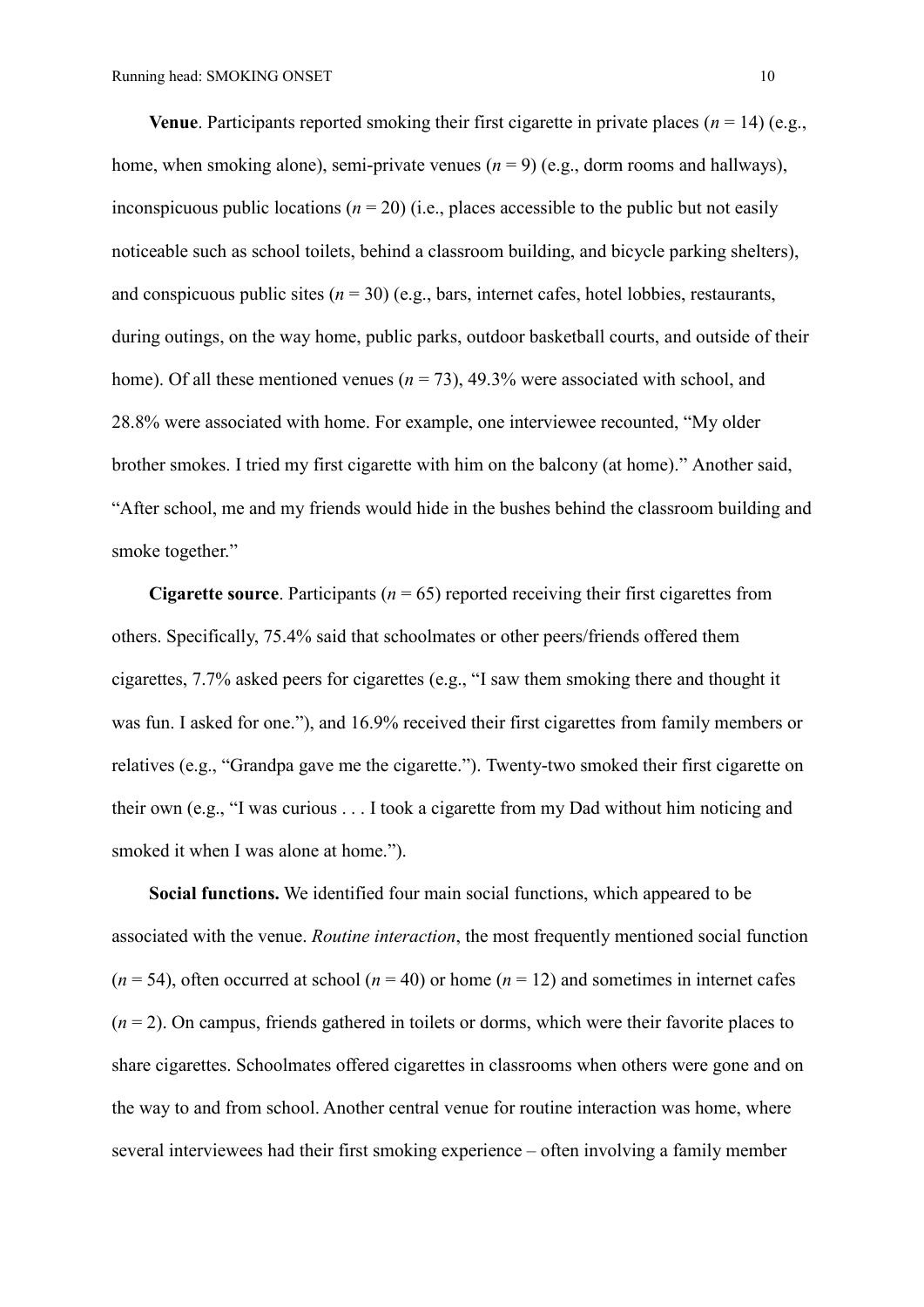**Venue**. Participants reported smoking their first cigarette in private places ($n = 14$) (e.g., home, when smoking alone), semi-private venues ($n = 9$) (e.g., dorm rooms and hallways), inconspicuous public locations ($n = 20$) (i.e., places accessible to the public but not easily noticeable such as school toilets, behind a classroom building, and bicycle parking shelters), and conspicuous public sites ($n = 30$) (e.g., bars, internet cafes, hotel lobbies, restaurants, during outings, on the way home, public parks, outdoor basketball courts, and outside of their home). Of all these mentioned venues ($n = 73$), 49.3% were associated with school, and 28.8% were associated with home. For example, one interviewee recounted, "My older brother smokes. I tried my first cigarette with him on the balcony (at home)." Another said, "After school, me and my friends would hide in the bushes behind the classroom building and smoke together."

**Cigarette source**. Participants ($n = 65$) reported receiving their first cigarettes from others. Specifically, 75.4% said that schoolmates or other peers/friends offered them cigarettes, 7.7% asked peers for cigarettes (e.g., "I saw them smoking there and thought it was fun. I asked for one."), and 16.9% received their first cigarettes from family members or relatives (e.g., "Grandpa gave me the cigarette."). Twenty-two smoked their first cigarette on their own (e.g., "I was curious . . . I took a cigarette from my Dad without him noticing and smoked it when I was alone at home.").

**Social functions.** We identified four main social functions, which appeared to be associated with the venue. *Routine interaction*, the most frequently mentioned social function ($n = 54$), often occurred at school ($n = 40$) or home ($n = 12$) and sometimes in internet cafes ($n = 2$). On campus, friends gathered in toilets or dorms, which were their favorite places to share cigarettes. Schoolmates offered cigarettes in classrooms when others were gone and on the way to and from school. Another central venue for routine interaction was home, where several interviewees had their first smoking experience – often involving a family member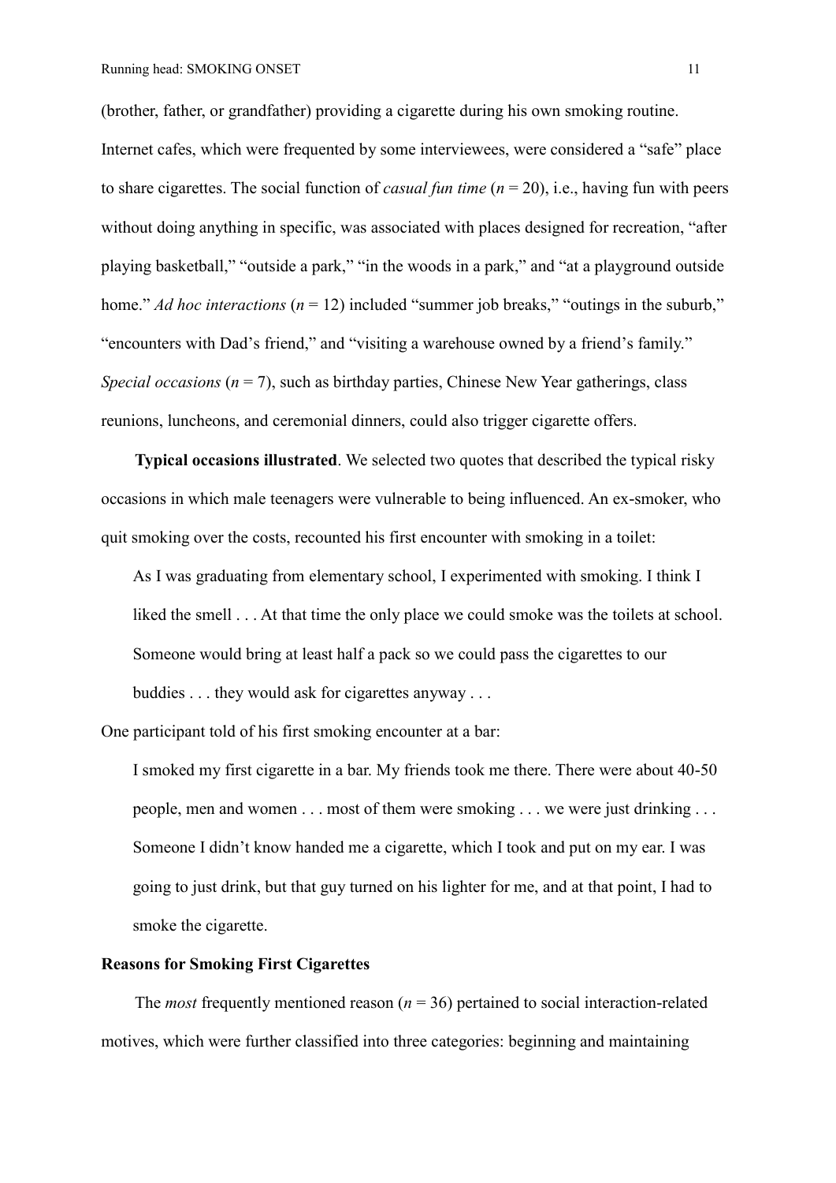(brother, father, or grandfather) providing a cigarette during his own smoking routine. Internet cafes, which were frequented by some interviewees, were considered a "safe" place to share cigarettes. The social function of *casual fun time* ($n = 20$), i.e., having fun with peers without doing anything in specific, was associated with places designed for recreation, "after playing basketball," "outside a park," "in the woods in a park," and "at a playground outside home." *Ad hoc interactions* ($n = 12$) included "summer job breaks," "outings in the suburb," "encounters with Dad's friend," and "visiting a warehouse owned by a friend's family." *Special occasions* ($n = 7$), such as birthday parties, Chinese New Year gatherings, class reunions, luncheons, and ceremonial dinners, could also trigger cigarette offers.

**Typical occasions illustrated**. We selected two quotes that described the typical risky occasions in which male teenagers were vulnerable to being influenced. An ex-smoker, who quit smoking over the costs, recounted his first encounter with smoking in a toilet:

> As I was graduating from elementary school, I experimented with smoking. I think I liked the smell . . . At that time the only place we could smoke was the toilets at school. Someone would bring at least half a pack so we could pass the cigarettes to our buddies . . . they would ask for cigarettes anyway . . .

One participant told of his first smoking encounter at a bar:

> I smoked my first cigarette in a bar. My friends took me there. There were about 40-50 people, men and women . . . most of them were smoking . . . we were just drinking . . . Someone I didn't know handed me a cigarette, which I took and put on my ear. I was going to just drink, but that guy turned on his lighter for me, and at that point, I had to smoke the cigarette.

## Reasons for Smoking First Cigarettes

The *most* frequently mentioned reason ($n = 36$) pertained to social interaction-related motives, which were further classified into three categories: beginning and maintaining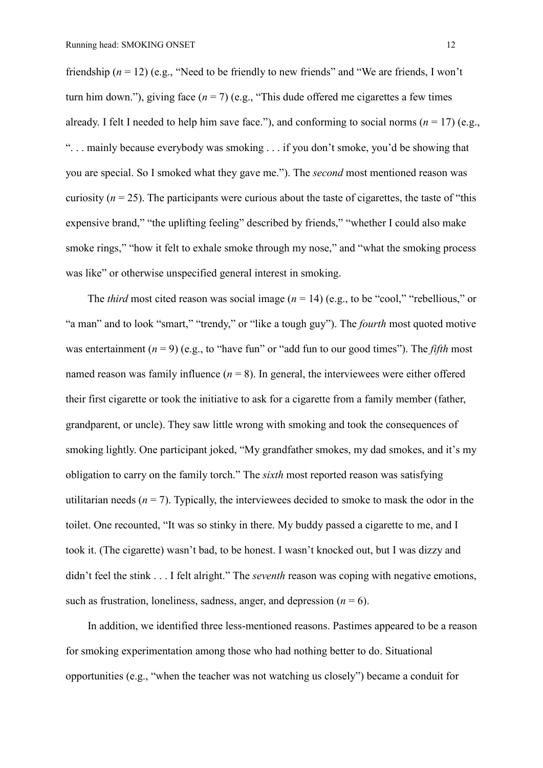friendship ($n$ = 12) (e.g., "Need to be friendly to new friends" and "We are friends, I won't turn him down."), giving face ($n$ = 7) (e.g., "This dude offered me cigarettes a few times already. I felt I needed to help him save face."), and conforming to social norms ($n$ = 17) (e.g., ". . . mainly because everybody was smoking . . . if you don't smoke, you'd be showing that you are special. So I smoked what they gave me."). The *second* most mentioned reason was curiosity ($n$ = 25). The participants were curious about the taste of cigarettes, the taste of "this expensive brand," "the uplifting feeling" described by friends," "whether I could also make smoke rings," "how it felt to exhale smoke through my nose," and "what the smoking process was like" or otherwise unspecified general interest in smoking.

The *third* most cited reason was social image ($n$ = 14) (e.g., to be "cool," "rebellious," or "a man" and to look "smart," "trendy," or "like a tough guy"). The *fourth* most quoted motive was entertainment ($n$ = 9) (e.g., to "have fun" or "add fun to our good times"). The *fifth* most named reason was family influence ($n$ = 8). In general, the interviewees were either offered their first cigarette or took the initiative to ask for a cigarette from a family member (father, grandparent, or uncle). They saw little wrong with smoking and took the consequences of smoking lightly. One participant joked, "My grandfather smokes, my dad smokes, and it's my obligation to carry on the family torch." The *sixth* most reported reason was satisfying utilitarian needs ($n$ = 7). Typically, the interviewees decided to smoke to mask the odor in the toilet. One recounted, "It was so stinky in there. My buddy passed a cigarette to me, and I took it. (The cigarette) wasn't bad, to be honest. I wasn't knocked out, but I was dizzy and didn't feel the stink . . . I felt alright." The *seventh* reason was coping with negative emotions, such as frustration, loneliness, sadness, anger, and depression ($n$ = 6).

In addition, we identified three less-mentioned reasons. Pastimes appeared to be a reason for smoking experimentation among those who had nothing better to do. Situational opportunities (e.g., "when the teacher was not watching us closely") became a conduit for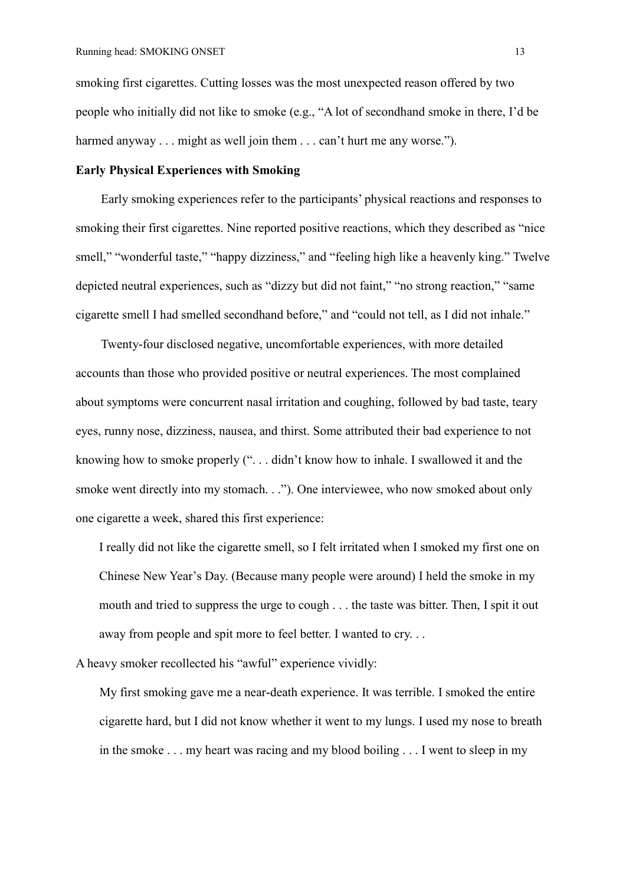smoking first cigarettes. Cutting losses was the most unexpected reason offered by two people who initially did not like to smoke (e.g., "A lot of secondhand smoke in there, I'd be harmed anyway . . . might as well join them . . . can't hurt me any worse.").

**Early Physical Experiences with Smoking**

Early smoking experiences refer to the participants' physical reactions and responses to smoking their first cigarettes. Nine reported positive reactions, which they described as "nice smell," "wonderful taste," "happy dizziness," and "feeling high like a heavenly king." Twelve depicted neutral experiences, such as "dizzy but did not faint," "no strong reaction," "same cigarette smell I had smelled secondhand before," and "could not tell, as I did not inhale."

Twenty-four disclosed negative, uncomfortable experiences, with more detailed accounts than those who provided positive or neutral experiences. The most complained about symptoms were concurrent nasal irritation and coughing, followed by bad taste, teary eyes, runny nose, dizziness, nausea, and thirst. Some attributed their bad experience to not knowing how to smoke properly (". . . didn't know how to inhale. I swallowed it and the smoke went directly into my stomach. . ."). One interviewee, who now smoked about only one cigarette a week, shared this first experience:

> I really did not like the cigarette smell, so I felt irritated when I smoked my first one on Chinese New Year's Day. (Because many people were around) I held the smoke in my mouth and tried to suppress the urge to cough . . . the taste was bitter. Then, I spit it out away from people and spit more to feel better. I wanted to cry. . .

A heavy smoker recollected his "awful" experience vividly:

> My first smoking gave me a near-death experience. It was terrible. I smoked the entire cigarette hard, but I did not know whether it went to my lungs. I used my nose to breath in the smoke . . . my heart was racing and my blood boiling . . . I went to sleep in my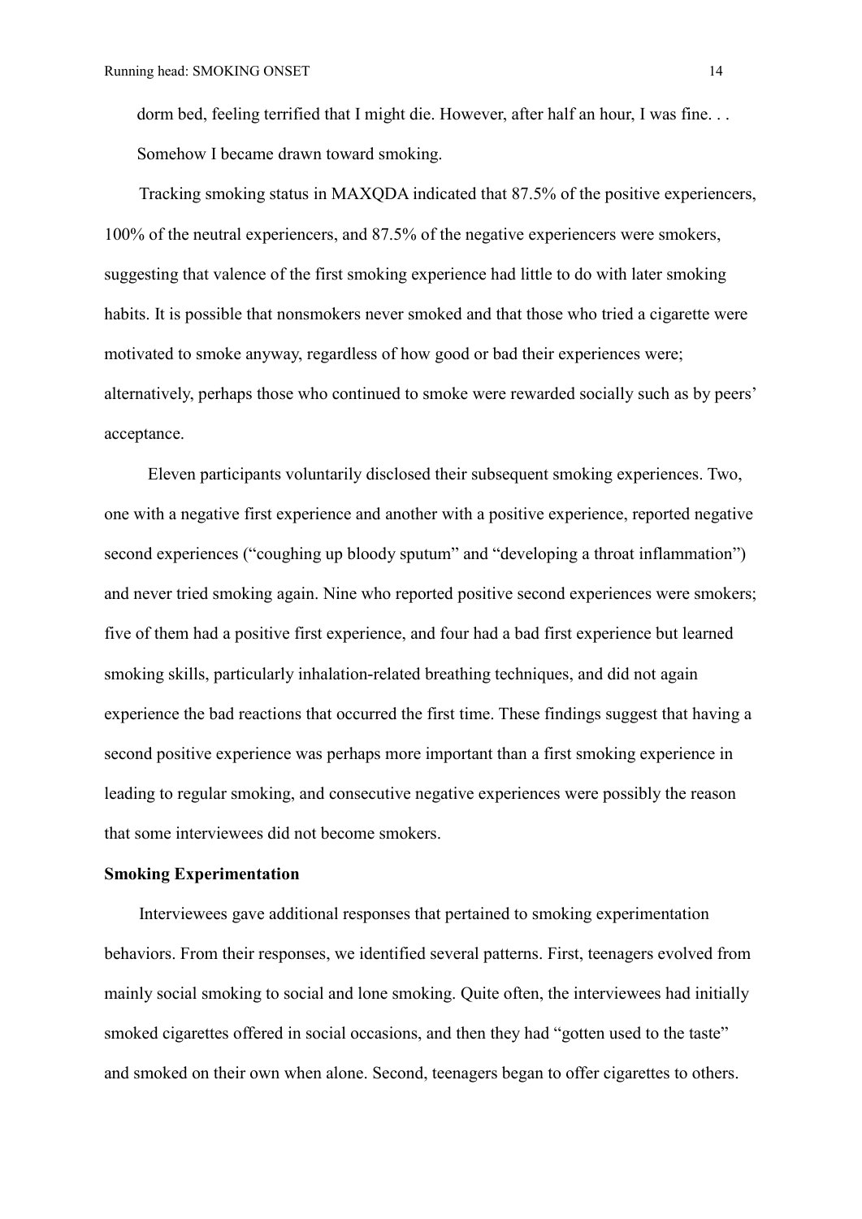dorm bed, feeling terrified that I might die. However, after half an hour, I was fine. . . Somehow I became drawn toward smoking.

Tracking smoking status in MAXQDA indicated that 87.5% of the positive experiencers, 100% of the neutral experiencers, and 87.5% of the negative experiencers were smokers, suggesting that valence of the first smoking experience had little to do with later smoking habits. It is possible that nonsmokers never smoked and that those who tried a cigarette were motivated to smoke anyway, regardless of how good or bad their experiences were; alternatively, perhaps those who continued to smoke were rewarded socially such as by peers' acceptance.

Eleven participants voluntarily disclosed their subsequent smoking experiences. Two, one with a negative first experience and another with a positive experience, reported negative second experiences ("coughing up bloody sputum" and "developing a throat inflammation") and never tried smoking again. Nine who reported positive second experiences were smokers; five of them had a positive first experience, and four had a bad first experience but learned smoking skills, particularly inhalation-related breathing techniques, and did not again experience the bad reactions that occurred the first time. These findings suggest that having a second positive experience was perhaps more important than a first smoking experience in leading to regular smoking, and consecutive negative experiences were possibly the reason that some interviewees did not become smokers.

**Smoking Experimentation**

Interviewees gave additional responses that pertained to smoking experimentation behaviors. From their responses, we identified several patterns. First, teenagers evolved from mainly social smoking to social and lone smoking. Quite often, the interviewees had initially smoked cigarettes offered in social occasions, and then they had "gotten used to the taste" and smoked on their own when alone. Second, teenagers began to offer cigarettes to others.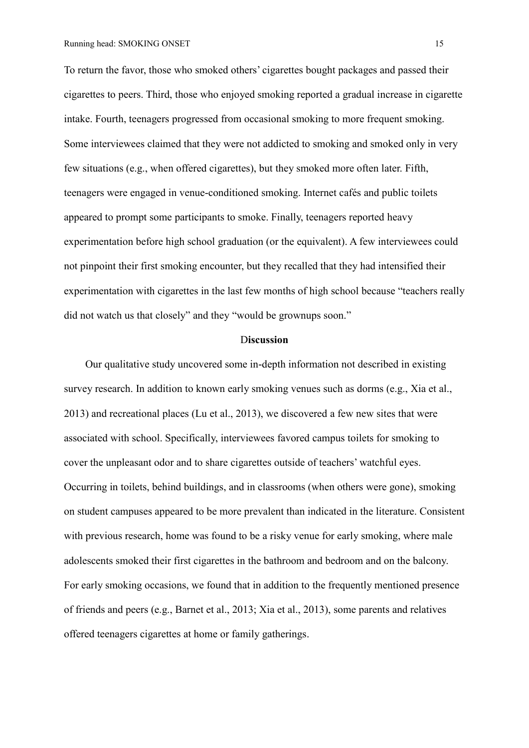To return the favor, those who smoked others' cigarettes bought packages and passed their cigarettes to peers. Third, those who enjoyed smoking reported a gradual increase in cigarette intake. Fourth, teenagers progressed from occasional smoking to more frequent smoking. Some interviewees claimed that they were not addicted to smoking and smoked only in very few situations (e.g., when offered cigarettes), but they smoked more often later. Fifth, teenagers were engaged in venue-conditioned smoking. Internet cafés and public toilets appeared to prompt some participants to smoke. Finally, teenagers reported heavy experimentation before high school graduation (or the equivalent). A few interviewees could not pinpoint their first smoking encounter, but they recalled that they had intensified their experimentation with cigarettes in the last few months of high school because "teachers really did not watch us that closely" and they "would be grownups soon."

## Discussion

Our qualitative study uncovered some in-depth information not described in existing survey research. In addition to known early smoking venues such as dorms (e.g., Xia et al., 2013) and recreational places (Lu et al., 2013), we discovered a few new sites that were associated with school. Specifically, interviewees favored campus toilets for smoking to cover the unpleasant odor and to share cigarettes outside of teachers' watchful eyes. Occurring in toilets, behind buildings, and in classrooms (when others were gone), smoking on student campuses appeared to be more prevalent than indicated in the literature. Consistent with previous research, home was found to be a risky venue for early smoking, where male adolescents smoked their first cigarettes in the bathroom and bedroom and on the balcony. For early smoking occasions, we found that in addition to the frequently mentioned presence of friends and peers (e.g., Barnet et al., 2013; Xia et al., 2013), some parents and relatives offered teenagers cigarettes at home or family gatherings.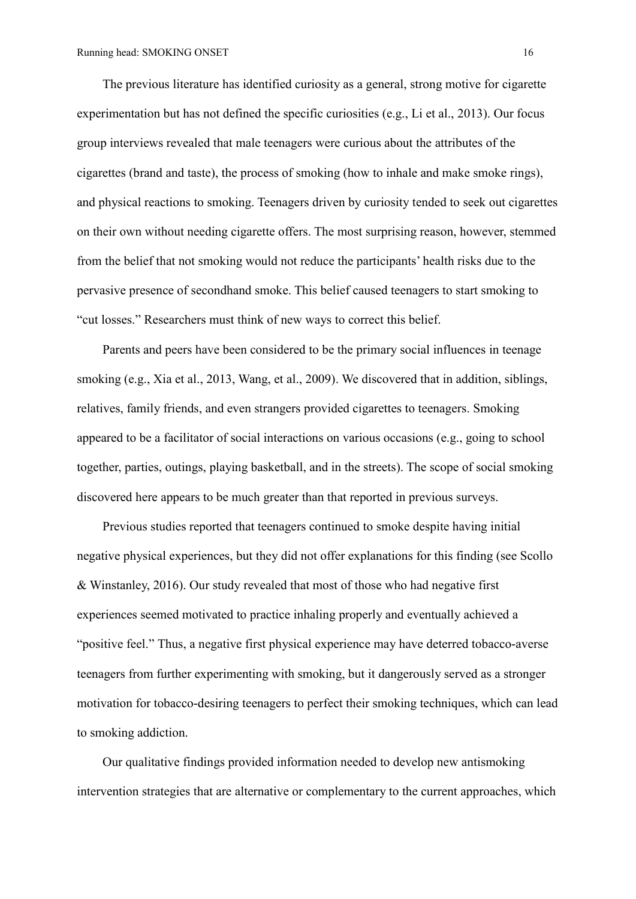The previous literature has identified curiosity as a general, strong motive for cigarette experimentation but has not defined the specific curiosities (e.g., Li et al., 2013). Our focus group interviews revealed that male teenagers were curious about the attributes of the cigarettes (brand and taste), the process of smoking (how to inhale and make smoke rings), and physical reactions to smoking. Teenagers driven by curiosity tended to seek out cigarettes on their own without needing cigarette offers. The most surprising reason, however, stemmed from the belief that not smoking would not reduce the participants' health risks due to the pervasive presence of secondhand smoke. This belief caused teenagers to start smoking to "cut losses." Researchers must think of new ways to correct this belief.

Parents and peers have been considered to be the primary social influences in teenage smoking (e.g., Xia et al., 2013, Wang, et al., 2009). We discovered that in addition, siblings, relatives, family friends, and even strangers provided cigarettes to teenagers. Smoking appeared to be a facilitator of social interactions on various occasions (e.g., going to school together, parties, outings, playing basketball, and in the streets). The scope of social smoking discovered here appears to be much greater than that reported in previous surveys.

Previous studies reported that teenagers continued to smoke despite having initial negative physical experiences, but they did not offer explanations for this finding (see Scollo & Winstanley, 2016). Our study revealed that most of those who had negative first experiences seemed motivated to practice inhaling properly and eventually achieved a "positive feel." Thus, a negative first physical experience may have deterred tobacco-averse teenagers from further experimenting with smoking, but it dangerously served as a stronger motivation for tobacco-desiring teenagers to perfect their smoking techniques, which can lead to smoking addiction.

Our qualitative findings provided information needed to develop new antismoking intervention strategies that are alternative or complementary to the current approaches, which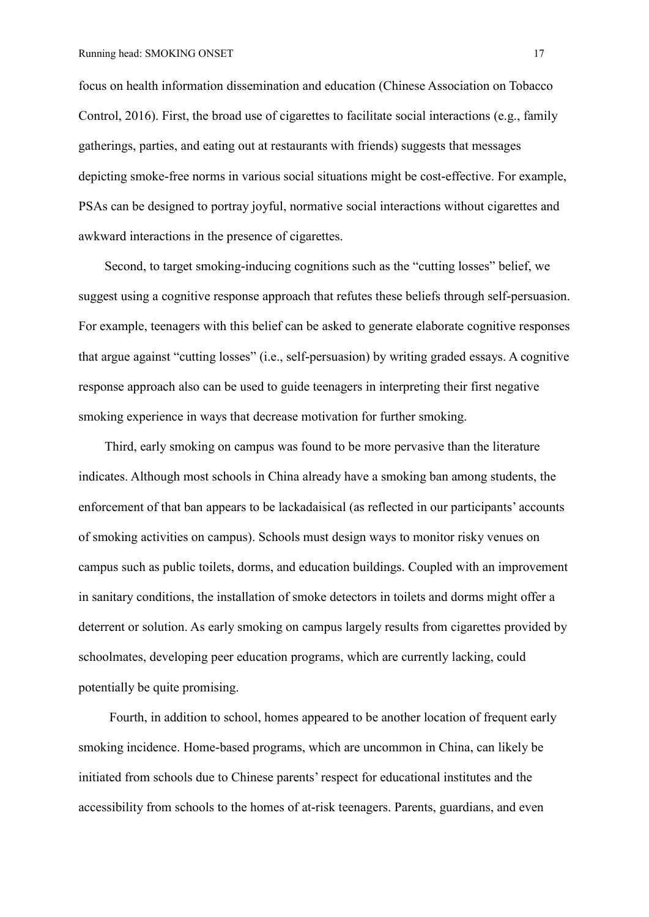focus on health information dissemination and education (Chinese Association on Tobacco Control, 2016). First, the broad use of cigarettes to facilitate social interactions (e.g., family gatherings, parties, and eating out at restaurants with friends) suggests that messages depicting smoke-free norms in various social situations might be cost-effective. For example, PSAs can be designed to portray joyful, normative social interactions without cigarettes and awkward interactions in the presence of cigarettes.

Second, to target smoking-inducing cognitions such as the "cutting losses" belief, we suggest using a cognitive response approach that refutes these beliefs through self-persuasion. For example, teenagers with this belief can be asked to generate elaborate cognitive responses that argue against "cutting losses" (i.e., self-persuasion) by writing graded essays. A cognitive response approach also can be used to guide teenagers in interpreting their first negative smoking experience in ways that decrease motivation for further smoking.

Third, early smoking on campus was found to be more pervasive than the literature indicates. Although most schools in China already have a smoking ban among students, the enforcement of that ban appears to be lackadaisical (as reflected in our participants' accounts of smoking activities on campus). Schools must design ways to monitor risky venues on campus such as public toilets, dorms, and education buildings. Coupled with an improvement in sanitary conditions, the installation of smoke detectors in toilets and dorms might offer a deterrent or solution. As early smoking on campus largely results from cigarettes provided by schoolmates, developing peer education programs, which are currently lacking, could potentially be quite promising.

Fourth, in addition to school, homes appeared to be another location of frequent early smoking incidence. Home-based programs, which are uncommon in China, can likely be initiated from schools due to Chinese parents' respect for educational institutes and the accessibility from schools to the homes of at-risk teenagers. Parents, guardians, and even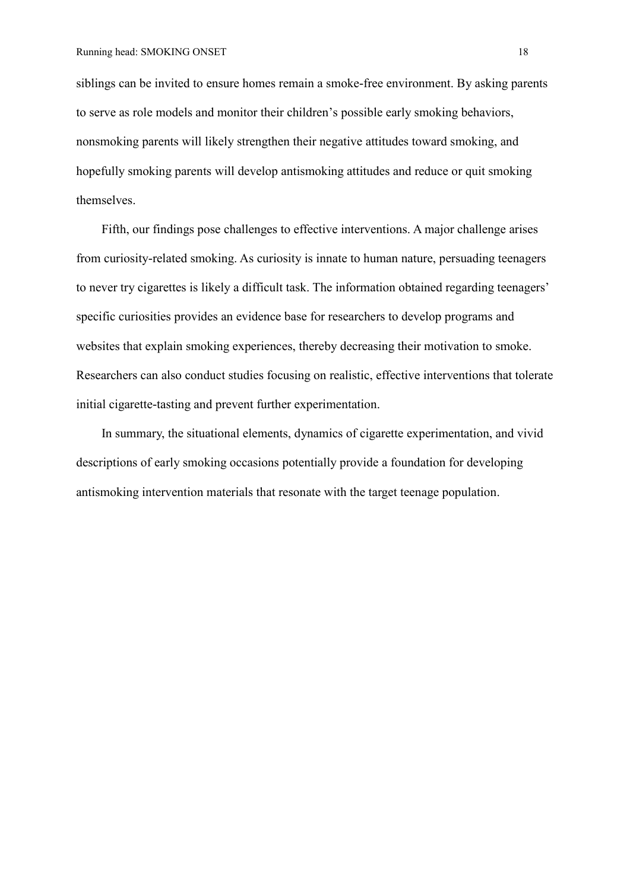siblings can be invited to ensure homes remain a smoke-free environment. By asking parents to serve as role models and monitor their children's possible early smoking behaviors, nonsmoking parents will likely strengthen their negative attitudes toward smoking, and hopefully smoking parents will develop antismoking attitudes and reduce or quit smoking themselves.

Fifth, our findings pose challenges to effective interventions. A major challenge arises from curiosity-related smoking. As curiosity is innate to human nature, persuading teenagers to never try cigarettes is likely a difficult task. The information obtained regarding teenagers' specific curiosities provides an evidence base for researchers to develop programs and websites that explain smoking experiences, thereby decreasing their motivation to smoke. Researchers can also conduct studies focusing on realistic, effective interventions that tolerate initial cigarette-tasting and prevent further experimentation.

In summary, the situational elements, dynamics of cigarette experimentation, and vivid descriptions of early smoking occasions potentially provide a foundation for developing antismoking intervention materials that resonate with the target teenage population.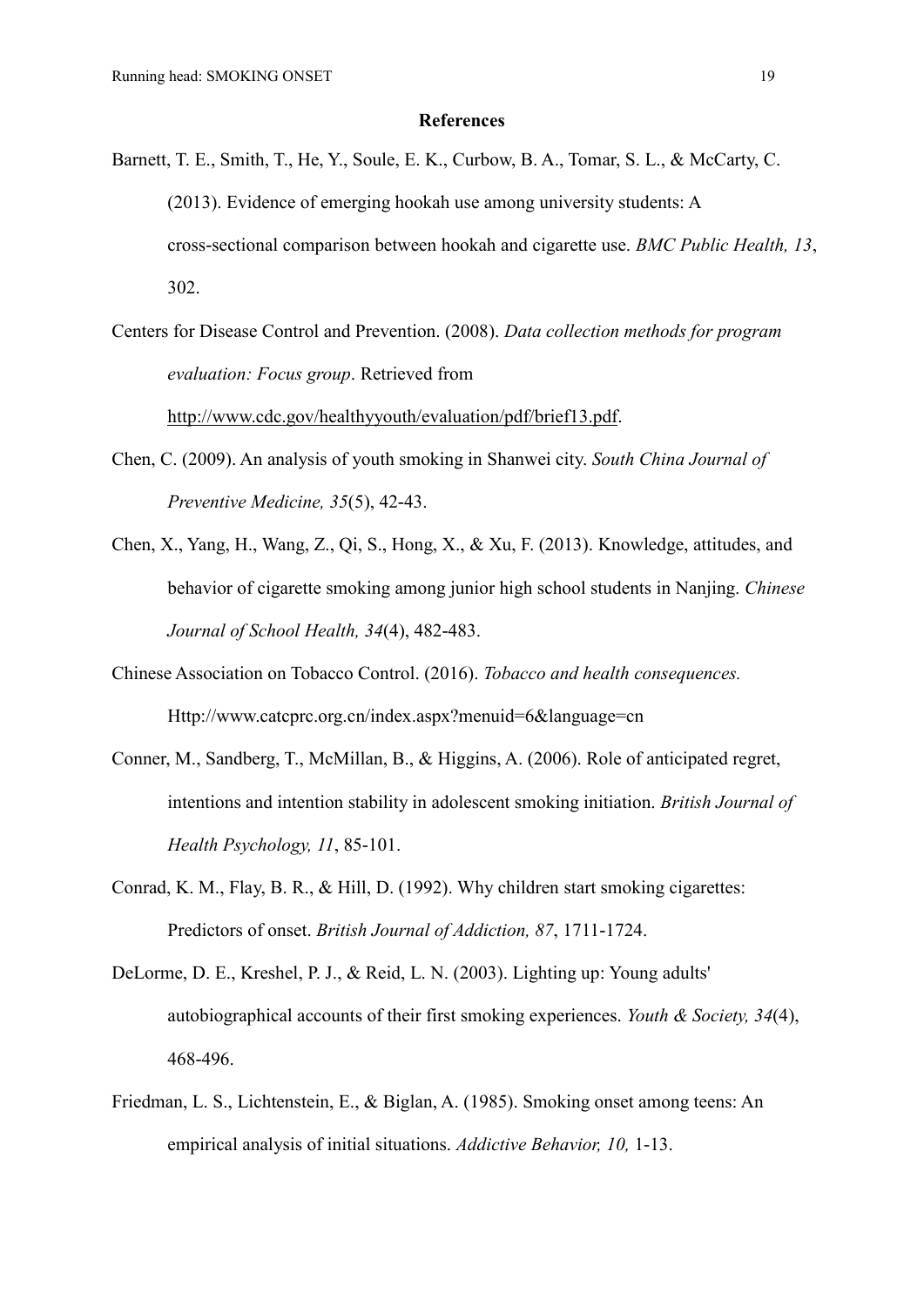**References**

Barnett, T. E., Smith, T., He, Y., Soule, E. K., Curbow, B. A., Tomar, S. L., & McCarty, C. (2013). Evidence of emerging hookah use among university students: A cross-sectional comparison between hookah and cigarette use. *BMC Public Health, 13*, 302.

Centers for Disease Control and Prevention. (2008). *Data collection methods for program evaluation: Focus group*. Retrieved from http://www.cdc.gov/healthyyouth/evaluation/pdf/brief13.pdf.

Chen, C. (2009). An analysis of youth smoking in Shanwei city. *South China Journal of Preventive Medicine, 35*(5), 42-43.

Chen, X., Yang, H., Wang, Z., Qi, S., Hong, X., & Xu, F. (2013). Knowledge, attitudes, and behavior of cigarette smoking among junior high school students in Nanjing. *Chinese Journal of School Health, 34*(4), 482-483.

Chinese Association on Tobacco Control. (2016). *Tobacco and health consequences.* Http://www.catcprc.org.cn/index.aspx?menuid=6&language=cn

Conner, M., Sandberg, T., McMillan, B., & Higgins, A. (2006). Role of anticipated regret, intentions and intention stability in adolescent smoking initiation. *British Journal of Health Psychology, 11*, 85-101.

Conrad, K. M., Flay, B. R., & Hill, D. (1992). Why children start smoking cigarettes: Predictors of onset. *British Journal of Addiction, 87*, 1711-1724.

DeLorme, D. E., Kreshel, P. J., & Reid, L. N. (2003). Lighting up: Young adults' autobiographical accounts of their first smoking experiences. *Youth & Society, 34*(4), 468-496.

Friedman, L. S., Lichtenstein, E., & Biglan, A. (1985). Smoking onset among teens: An empirical analysis of initial situations. *Addictive Behavior, 10,* 1-13.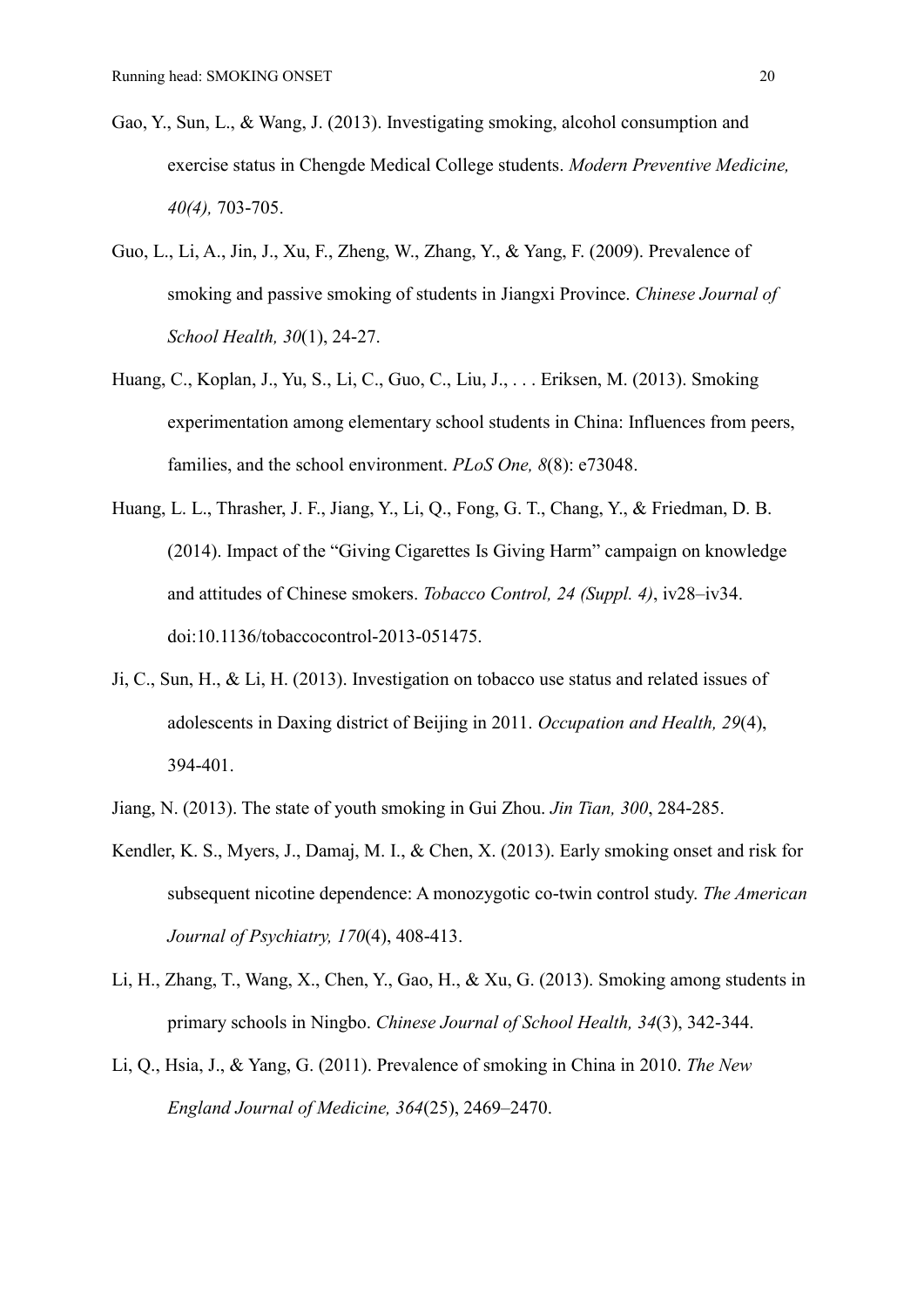Gao, Y., Sun, L., & Wang, J. (2013). Investigating smoking, alcohol consumption and exercise status in Chengde Medical College students. *Modern Preventive Medicine, 40(4),* 703-705.

Guo, L., Li, A., Jin, J., Xu, F., Zheng, W., Zhang, Y., & Yang, F. (2009). Prevalence of smoking and passive smoking of students in Jiangxi Province. *Chinese Journal of School Health, 30*(1), 24-27.

Huang, C., Koplan, J., Yu, S., Li, C., Guo, C., Liu, J., . . . Eriksen, M. (2013). Smoking experimentation among elementary school students in China: Influences from peers, families, and the school environment. *PLoS One, 8*(8): e73048.

Huang, L. L., Thrasher, J. F., Jiang, Y., Li, Q., Fong, G. T., Chang, Y., & Friedman, D. B. (2014). Impact of the "Giving Cigarettes Is Giving Harm" campaign on knowledge and attitudes of Chinese smokers. *Tobacco Control, 24 (Suppl. 4)*, iv28–iv34. doi:10.1136/tobaccocontrol-2013-051475.

Ji, C., Sun, H., & Li, H. (2013). Investigation on tobacco use status and related issues of adolescents in Daxing district of Beijing in 2011. *Occupation and Health, 29*(4), 394-401.

Jiang, N. (2013). The state of youth smoking in Gui Zhou. *Jin Tian, 300*, 284-285.

Kendler, K. S., Myers, J., Damaj, M. I., & Chen, X. (2013). Early smoking onset and risk for subsequent nicotine dependence: A monozygotic co-twin control study. *The American Journal of Psychiatry, 170*(4), 408-413.

Li, H., Zhang, T., Wang, X., Chen, Y., Gao, H., & Xu, G. (2013). Smoking among students in primary schools in Ningbo. *Chinese Journal of School Health, 34*(3), 342-344.

Li, Q., Hsia, J., & Yang, G. (2011). Prevalence of smoking in China in 2010. *The New England Journal of Medicine, 364*(25), 2469–2470.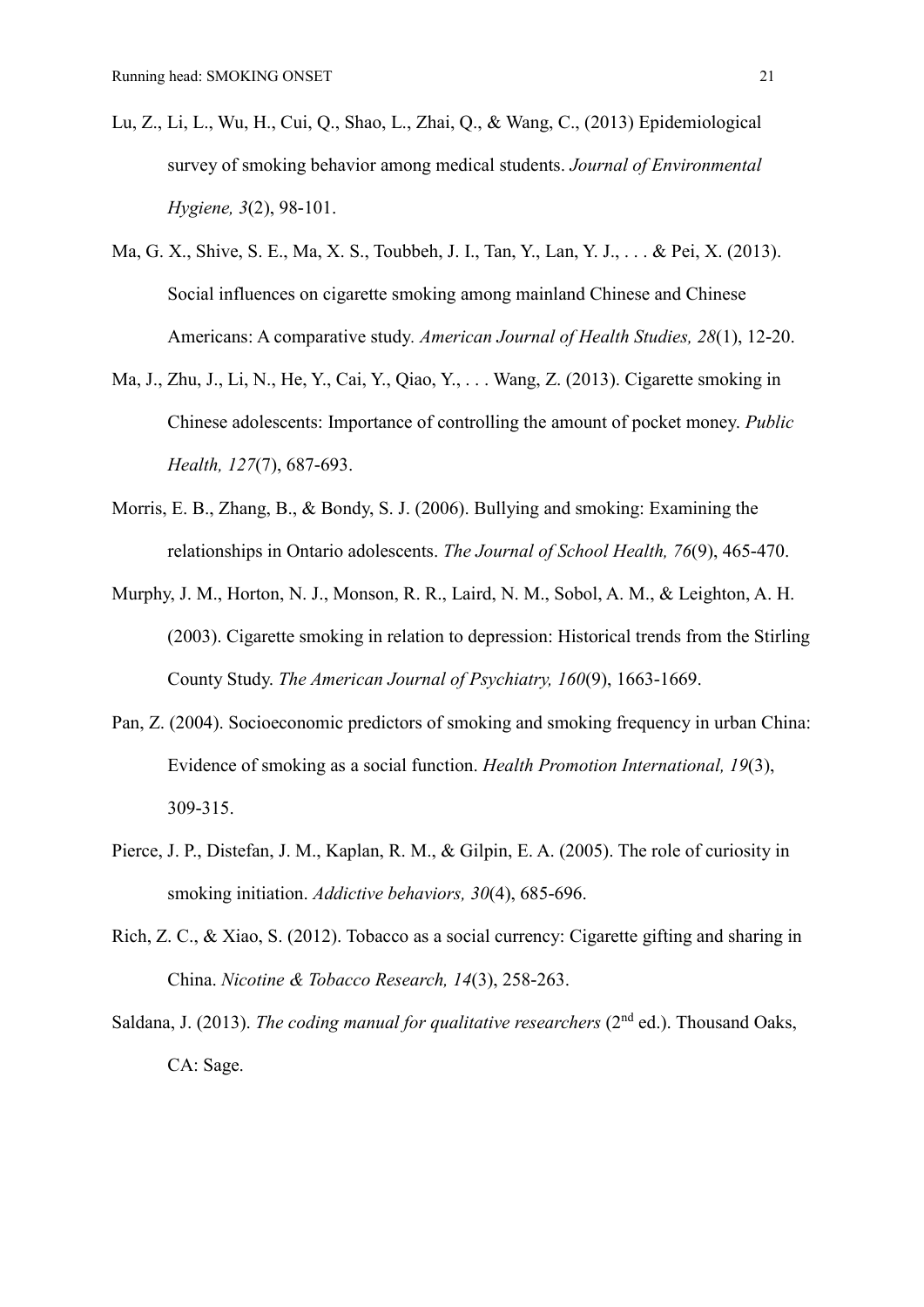Lu, Z., Li, L., Wu, H., Cui, Q., Shao, L., Zhai, Q., & Wang, C., (2013) Epidemiological survey of smoking behavior among medical students. *Journal of Environmental Hygiene, 3*(2), 98-101.

Ma, G. X., Shive, S. E., Ma, X. S., Toubbeh, J. I., Tan, Y., Lan, Y. J., . . . & Pei, X. (2013). Social influences on cigarette smoking among mainland Chinese and Chinese Americans: A comparative study. *American Journal of Health Studies, 28*(1), 12-20.

Ma, J., Zhu, J., Li, N., He, Y., Cai, Y., Qiao, Y., . . . Wang, Z. (2013). Cigarette smoking in Chinese adolescents: Importance of controlling the amount of pocket money. *Public Health, 127*(7), 687-693.

Morris, E. B., Zhang, B., & Bondy, S. J. (2006). Bullying and smoking: Examining the relationships in Ontario adolescents. *The Journal of School Health, 76*(9), 465-470.

Murphy, J. M., Horton, N. J., Monson, R. R., Laird, N. M., Sobol, A. M., & Leighton, A. H. (2003). Cigarette smoking in relation to depression: Historical trends from the Stirling County Study. *The American Journal of Psychiatry, 160*(9), 1663-1669.

Pan, Z. (2004). Socioeconomic predictors of smoking and smoking frequency in urban China: Evidence of smoking as a social function. *Health Promotion International, 19*(3), 309-315.

Pierce, J. P., Distefan, J. M., Kaplan, R. M., & Gilpin, E. A. (2005). The role of curiosity in smoking initiation. *Addictive behaviors, 30*(4), 685-696.

Rich, Z. C., & Xiao, S. (2012). Tobacco as a social currency: Cigarette gifting and sharing in China. *Nicotine & Tobacco Research, 14*(3), 258-263.

Saldana, J. (2013). *The coding manual for qualitative researchers* (2nd ed.). Thousand Oaks, CA: Sage.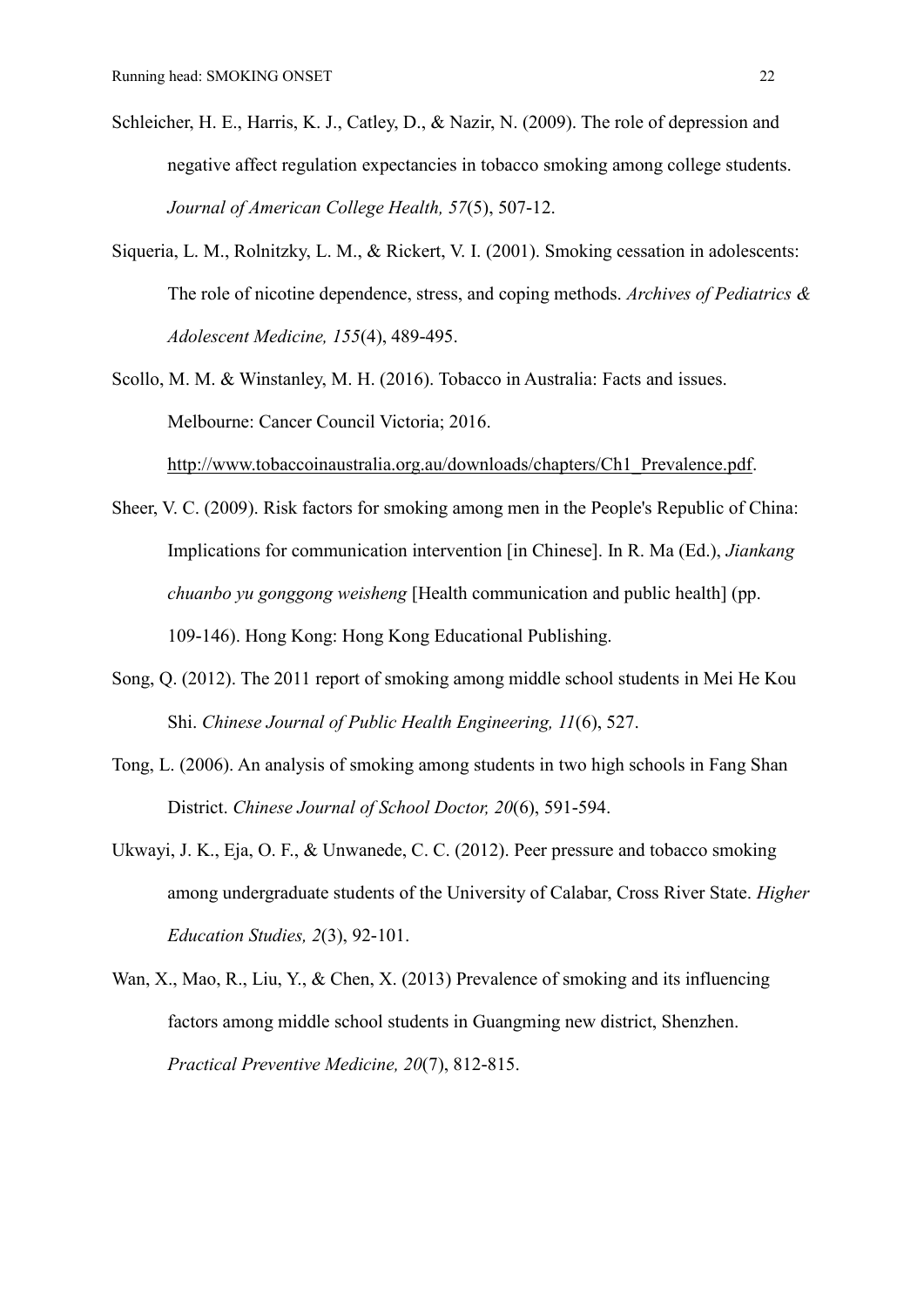Schleicher, H. E., Harris, K. J., Catley, D., & Nazir, N. (2009). The role of depression and negative affect regulation expectancies in tobacco smoking among college students. *Journal of American College Health, 57*(5), 507-12.

Siqueria, L. M., Rolnitzky, L. M., & Rickert, V. I. (2001). Smoking cessation in adolescents: The role of nicotine dependence, stress, and coping methods. *Archives of Pediatrics & Adolescent Medicine, 155*(4), 489-495.

Scollo, M. M. & Winstanley, M. H. (2016). Tobacco in Australia: Facts and issues. Melbourne: Cancer Council Victoria; 2016. http://www.tobaccoinaustralia.org.au/downloads/chapters/Ch1_Prevalence.pdf.

Sheer, V. C. (2009). Risk factors for smoking among men in the People's Republic of China: Implications for communication intervention [in Chinese]. In R. Ma (Ed.), *Jiankang chuanbo yu gonggong weisheng* [Health communication and public health] (pp. 109-146). Hong Kong: Hong Kong Educational Publishing.

Song, Q. (2012). The 2011 report of smoking among middle school students in Mei He Kou Shi. *Chinese Journal of Public Health Engineering, 11*(6), 527.

Tong, L. (2006). An analysis of smoking among students in two high schools in Fang Shan District. *Chinese Journal of School Doctor, 20*(6), 591-594.

Ukwayi, J. K., Eja, O. F., & Unwanede, C. C. (2012). Peer pressure and tobacco smoking among undergraduate students of the University of Calabar, Cross River State. *Higher Education Studies, 2*(3), 92-101.

Wan, X., Mao, R., Liu, Y., & Chen, X. (2013) Prevalence of smoking and its influencing factors among middle school students in Guangming new district, Shenzhen. *Practical Preventive Medicine, 20*(7), 812-815.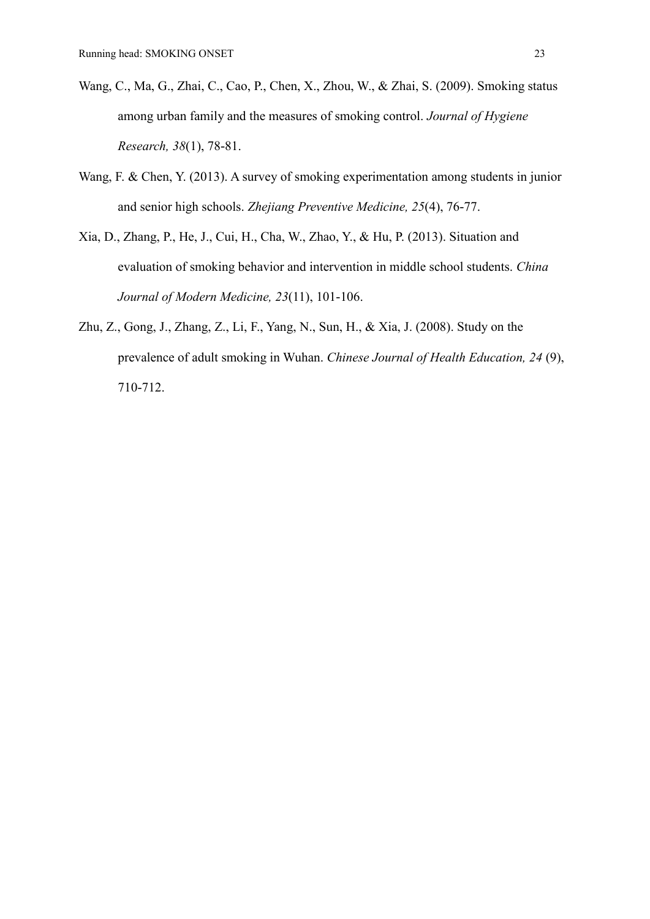Wang, C., Ma, G., Zhai, C., Cao, P., Chen, X., Zhou, W., & Zhai, S. (2009). Smoking status among urban family and the measures of smoking control. *Journal of Hygiene Research, 38*(1), 78-81.

Wang, F. & Chen, Y. (2013). A survey of smoking experimentation among students in junior and senior high schools. *Zhejiang Preventive Medicine, 25*(4), 76-77.

Xia, D., Zhang, P., He, J., Cui, H., Cha, W., Zhao, Y., & Hu, P. (2013). Situation and evaluation of smoking behavior and intervention in middle school students. *China Journal of Modern Medicine, 23*(11), 101-106.

Zhu, Z., Gong, J., Zhang, Z., Li, F., Yang, N., Sun, H., & Xia, J. (2008). Study on the prevalence of adult smoking in Wuhan. *Chinese Journal of Health Education, 24* (9), 710-712.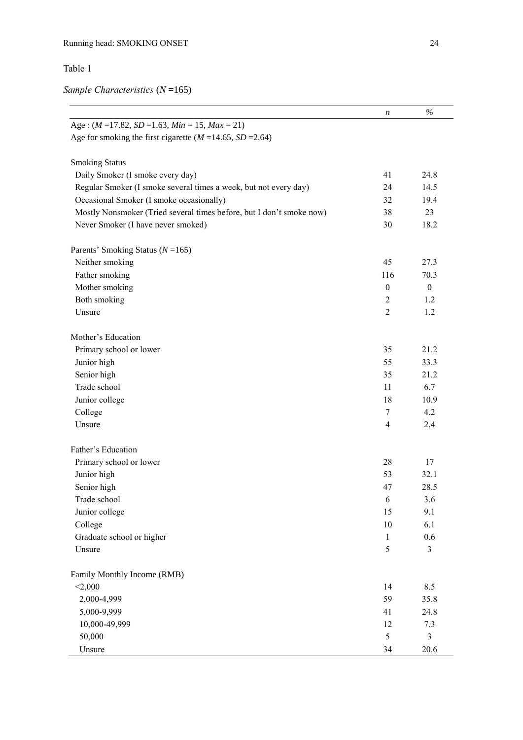Table 1

*Sample Characteristics* (*N* =165)

| | *n* | *%* |
|---|---|---|
| Age : (*M* =17.82, *SD* =1.63, *Min* = 15, *Max* = 21) | | |
| Age for smoking the first cigarette (*M* =14.65, *SD* =2.64) | | |
| | | |
| Smoking Status | | |
| Daily Smoker (I smoke every day) | 41 | 24.8 |
| Regular Smoker (I smoke several times a week, but not every day) | 24 | 14.5 |
| Occasional Smoker (I smoke occasionally) | 32 | 19.4 |
| Mostly Nonsmoker (Tried several times before, but I don't smoke now) | 38 | 23 |
| Never Smoker (I have never smoked) | 30 | 18.2 |
| | | |
| Parents' Smoking Status (*N* =165) | | |
| Neither smoking | 45 | 27.3 |
| Father smoking | 116 | 70.3 |
| Mother smoking | 0 | 0 |
| Both smoking | 2 | 1.2 |
| Unsure | 2 | 1.2 |
| | | |
| Mother's Education | | |
| Primary school or lower | 35 | 21.2 |
| Junior high | 55 | 33.3 |
| Senior high | 35 | 21.2 |
| Trade school | 11 | 6.7 |
| Junior college | 18 | 10.9 |
| College | 7 | 4.2 |
| Unsure | 4 | 2.4 |
| | | |
| Father's Education | | |
| Primary school or lower | 28 | 17 |
| Junior high | 53 | 32.1 |
| Senior high | 47 | 28.5 |
| Trade school | 6 | 3.6 |
| Junior college | 15 | 9.1 |
| College | 10 | 6.1 |
| Graduate school or higher | 1 | 0.6 |
| Unsure | 5 | 3 |
| | | |
| Family Monthly Income (RMB) | | |
| <2,000 | 14 | 8.5 |
| 2,000-4,999 | 59 | 35.8 |
| 5,000-9,999 | 41 | 24.8 |
| 10,000-49,999 | 12 | 7.3 |
| 50,000 | 5 | 3 |
| Unsure | 34 | 20.6 |